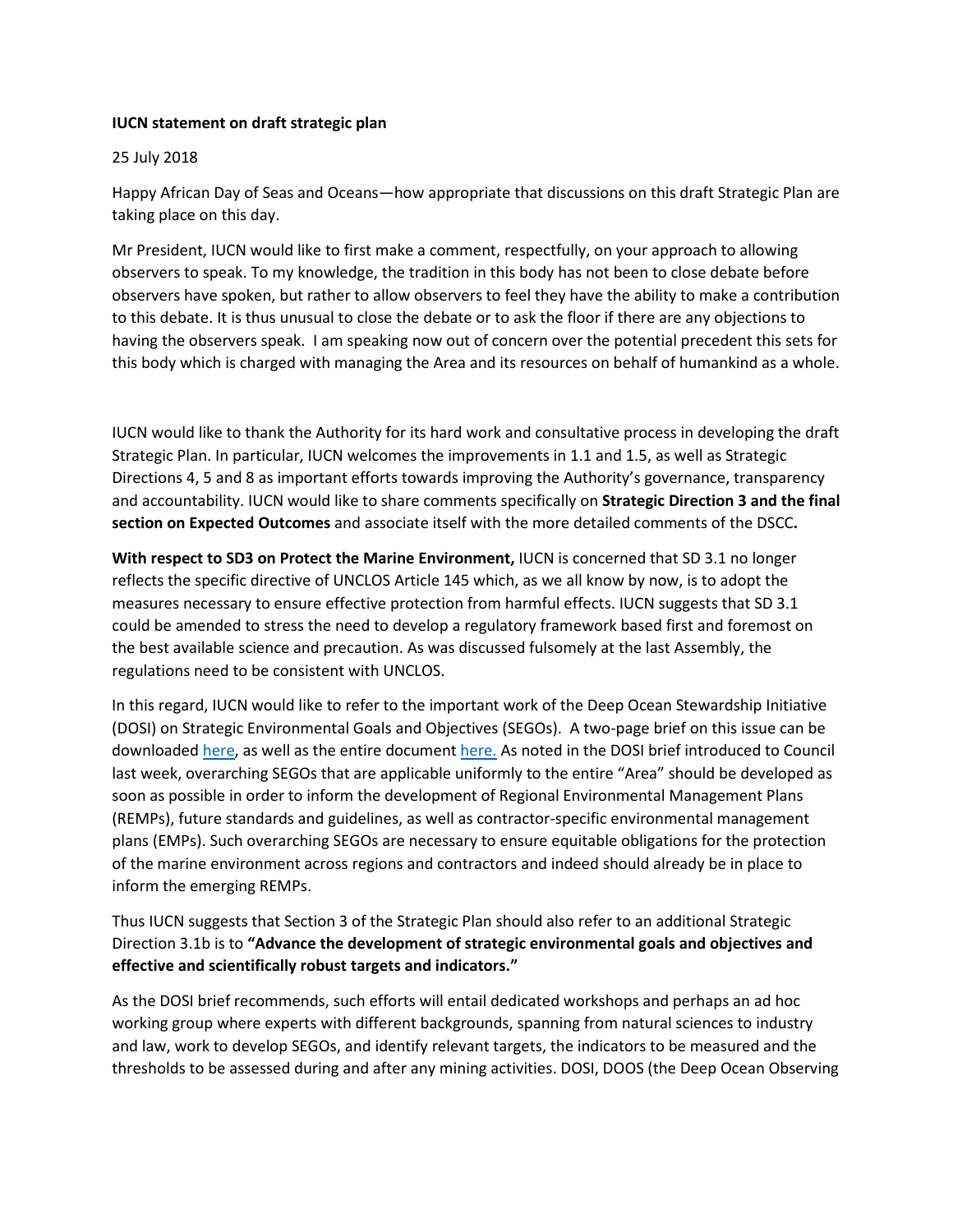**IUCN statement on draft strategic plan**

25 July 2018

Happy African Day of Seas and Oceans—how appropriate that discussions on this draft Strategic Plan are taking place on this day.

Mr President, IUCN would like to first make a comment, respectfully, on your approach to allowing observers to speak. To my knowledge, the tradition in this body has not been to close debate before observers have spoken, but rather to allow observers to feel they have the ability to make a contribution to this debate. It is thus unusual to close the debate or to ask the floor if there are any objections to having the observers speak. I am speaking now out of concern over the potential precedent this sets for this body which is charged with managing the Area and its resources on behalf of humankind as a whole.

IUCN would like to thank the Authority for its hard work and consultative process in developing the draft Strategic Plan. In particular, IUCN welcomes the improvements in 1.1 and 1.5, as well as Strategic Directions 4, 5 and 8 as important efforts towards improving the Authority's governance, transparency and accountability. IUCN would like to share comments specifically on **Strategic Direction 3 and the final section on Expected Outcomes** and associate itself with the more detailed comments of the DSCC**.**

**With respect to SD3 on Protect the Marine Environment,** IUCN is concerned that SD 3.1 no longer reflects the specific directive of UNCLOS Article 145 which, as we all know by now, is to adopt the measures necessary to ensure effective protection from harmful effects. IUCN suggests that SD 3.1 could be amended to stress the need to develop a regulatory framework based first and foremost on the best available science and precaution. As was discussed fulsomely at the last Assembly, the regulations need to be consistent with UNCLOS.

In this regard, IUCN would like to refer to the important work of the Deep Ocean Stewardship Initiative (DOSI) on Strategic Environmental Goals and Objectives (SEGOs). A two-page brief on this issue can be downloaded here, as well as the entire document here. As noted in the DOSI brief introduced to Council last week, overarching SEGOs that are applicable uniformly to the entire "Area" should be developed as soon as possible in order to inform the development of Regional Environmental Management Plans (REMPs), future standards and guidelines, as well as contractor-specific environmental management plans (EMPs). Such overarching SEGOs are necessary to ensure equitable obligations for the protection of the marine environment across regions and contractors and indeed should already be in place to inform the emerging REMPs.

Thus IUCN suggests that Section 3 of the Strategic Plan should also refer to an additional Strategic Direction 3.1b is to **"Advance the development of strategic environmental goals and objectives and effective and scientifically robust targets and indicators."**

As the DOSI brief recommends, such efforts will entail dedicated workshops and perhaps an ad hoc working group where experts with different backgrounds, spanning from natural sciences to industry and law, work to develop SEGOs, and identify relevant targets, the indicators to be measured and the thresholds to be assessed during and after any mining activities. DOSI, DOOS (the Deep Ocean Observing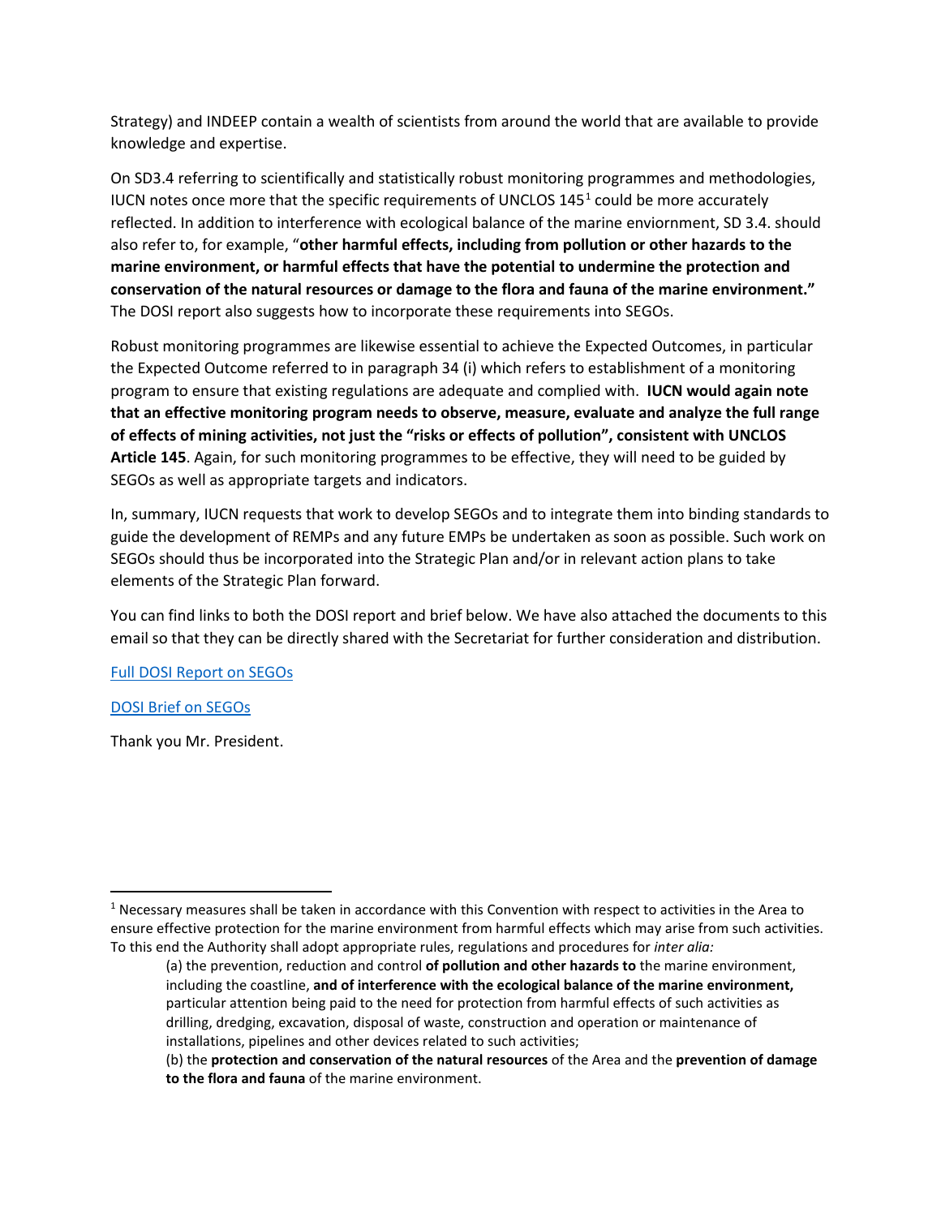Strategy) and INDEEP contain a wealth of scientists from around the world that are available to provide knowledge and expertise.

On SD3.4 referring to scientifically and statistically robust monitoring programmes and methodologies, IUCN notes once more that the specific requirements of UNCLOS 145[1] could be more accurately reflected. In addition to interference with ecological balance of the marine enviornment, SD 3.4. should also refer to, for example, "**other harmful effects, including from pollution or other hazards to the marine environment, or harmful effects that have the potential to undermine the protection and conservation of the natural resources or damage to the flora and fauna of the marine environment."** The DOSI report also suggests how to incorporate these requirements into SEGOs.

Robust monitoring programmes are likewise essential to achieve the Expected Outcomes, in particular the Expected Outcome referred to in paragraph 34 (i) which refers to establishment of a monitoring program to ensure that existing regulations are adequate and complied with. **IUCN would again note that an effective monitoring program needs to observe, measure, evaluate and analyze the full range of effects of mining activities, not just the "risks or effects of pollution", consistent with UNCLOS Article 145**. Again, for such monitoring programmes to be effective, they will need to be guided by SEGOs as well as appropriate targets and indicators.

In, summary, IUCN requests that work to develop SEGOs and to integrate them into binding standards to guide the development of REMPs and any future EMPs be undertaken as soon as possible. Such work on SEGOs should thus be incorporated into the Strategic Plan and/or in relevant action plans to take elements of the Strategic Plan forward.

You can find links to both the DOSI report and brief below. We have also attached the documents to this email so that they can be directly shared with the Secretariat for further consideration and distribution.

Full DOSI Report on SEGOs

DOSI Brief on SEGOs

Thank you Mr. President.

---

[1] Necessary measures shall be taken in accordance with this Convention with respect to activities in the Area to ensure effective protection for the marine environment from harmful effects which may arise from such activities. To this end the Authority shall adopt appropriate rules, regulations and procedures for *inter alia:*

> (a) the prevention, reduction and control **of pollution and other hazards to** the marine environment, including the coastline, **and of interference with the ecological balance of the marine environment,** particular attention being paid to the need for protection from harmful effects of such activities as drilling, dredging, excavation, disposal of waste, construction and operation or maintenance of installations, pipelines and other devices related to such activities;
>
> (b) the **protection and conservation of the natural resources** of the Area and the **prevention of damage to the flora and fauna** of the marine environment.